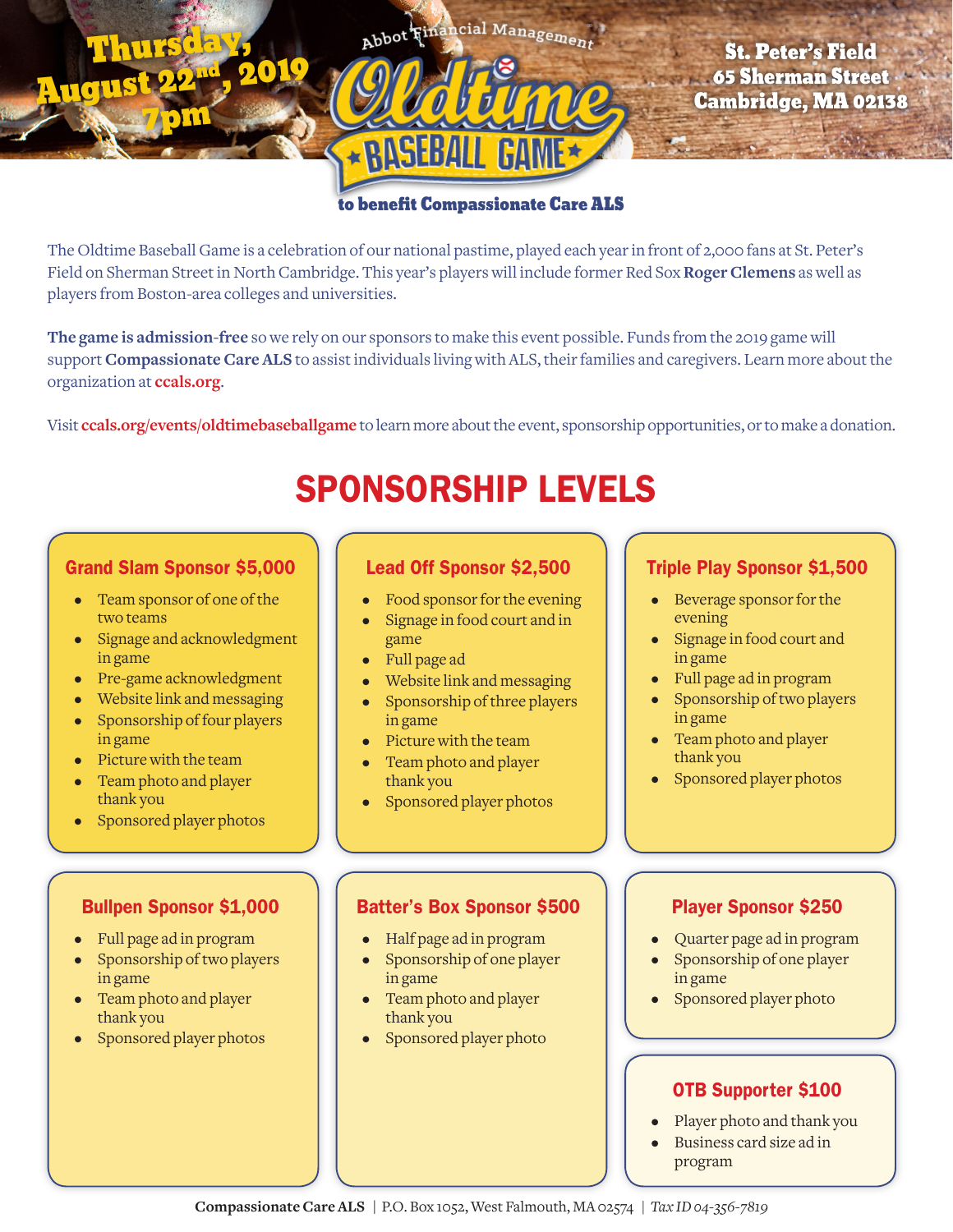Thursday, August 22nd, 2019 7pm

Abbot Financial Management

# Oldtime Baseball Game

**to benefit Compassionate Care ALS**

St. Peter's Field
65 Sherman Street
Cambridge, MA 02138

The Oldtime Baseball Game is a celebration of our national pastime, played each year in front of 2,000 fans at St. Peter's Field on Sherman Street in North Cambridge. This year's players will include former Red Sox **Roger Clemens** as well as players from Boston-area colleges and universities.

**The game is admission-free** so we rely on our sponsors to make this event possible. Funds from the 2019 game will support **Compassionate Care ALS** to assist individuals living with ALS, their families and caregivers. Learn more about the organization at **ccals.org**.

Visit **ccals.org/events/oldtimebaseballgame** to learn more about the event, sponsorship opportunities, or to make a donation.

## SPONSORSHIP LEVELS

### Grand Slam Sponsor $5,000

- Team sponsor of one of the two teams
- Signage and acknowledgment in game
- Pre-game acknowledgment
- Website link and messaging
- Sponsorship of four players in game
- Picture with the team
- Team photo and player thank you
- Sponsored player photos

### Lead Off Sponsor $2,500

- Food sponsor for the evening
- Signage in food court and in game
- Full page ad
- Website link and messaging
- Sponsorship of three players in game
- Picture with the team
- Team photo and player thank you
- Sponsored player photos

### Triple Play Sponsor $1,500

- Beverage sponsor for the evening
- Signage in food court and in game
- Full page ad in program
- Sponsorship of two players in game
- Team photo and player thank you
- Sponsored player photos

### Bullpen Sponsor $1,000

- Full page ad in program
- Sponsorship of two players in game
- Team photo and player thank you
- Sponsored player photos

### Batter's Box Sponsor $500

- Half page ad in program
- Sponsorship of one player in game
- Team photo and player thank you
- Sponsored player photo

### Player Sponsor $250

- Quarter page ad in program
- Sponsorship of one player in game
- Sponsored player photo

### OTB Supporter $100

- Player photo and thank you
- Business card size ad in program

**Compassionate Care ALS** | P.O. Box 1052, West Falmouth, MA 02574 | *Tax ID 04-356-7819*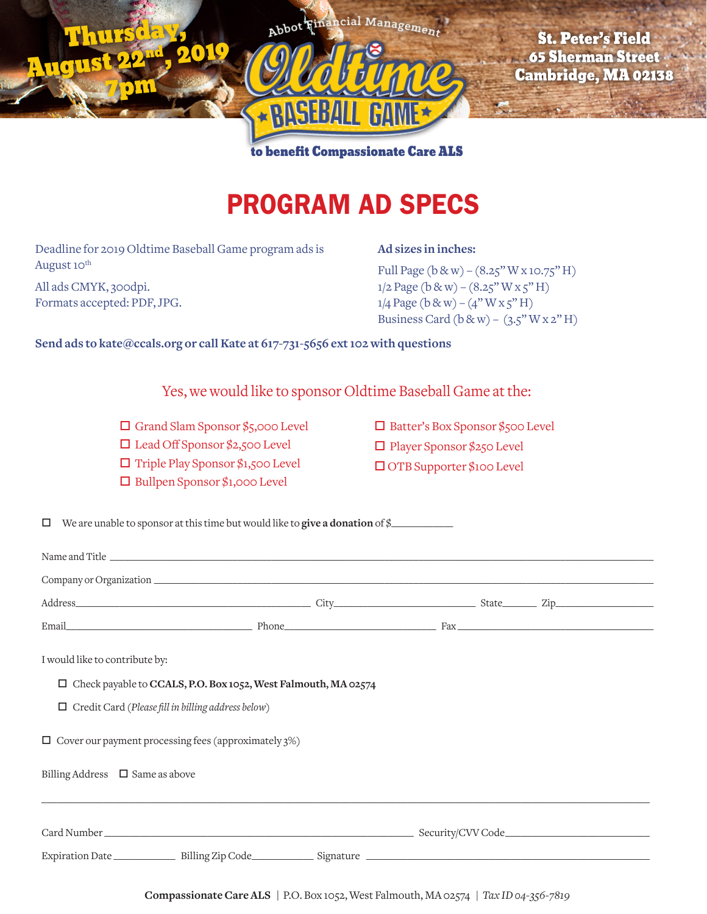Thursday, August 22nd, 2019 7pm

Abbot Financial Management

# Oldtime BASEBALL GAME

**to benefit Compassionate Care ALS**

St. Peter's Field
65 Sherman Street
Cambridge, MA 02138

# PROGRAM AD SPECS

Deadline for 2019 Oldtime Baseball Game program ads is August 10th

All ads CMYK, 300dpi.
Formats accepted: PDF, JPG.

**Ad sizes in inches:**

Full Page (b & w) – (8.25" W x 10.75" H)
1/2 Page (b & w) – (8.25" W x 5" H)
1/4 Page (b & w) – (4" W x 5" H)
Business Card (b & w) – (3.5" W x 2" H)

**Send ads to kate@ccals.org or call Kate at 617-731-5656 ext 102 with questions**

## Yes, we would like to sponsor Oldtime Baseball Game at the:

- ☐ Grand Slam Sponsor $5,000 Level
- ☐ Lead Off Sponsor $2,500 Level
- ☐ Triple Play Sponsor $1,500 Level
- ☐ Bullpen Sponsor $1,000 Level
- ☐ Batter's Box Sponsor $500 Level
- ☐ Player Sponsor $250 Level
- ☐ OTB Supporter $100 Level

☐ We are unable to sponsor at this time but would like to **give a donation** of $__________

Name and Title ______________________________

Company or Organization ______________________________

Address______________________ City______________ State______ Zip______________

Email______________________ Phone______________________ Fax ______________________

I would like to contribute by:

☐ Check payable to **CCALS, P.O. Box 1052, West Falmouth, MA 02574**

☐ Credit Card (*Please fill in billing address below*)

☐ Cover our payment processing fees (approximately 3%)

Billing Address ☐ Same as above

______________________________

Card Number ______________________________ Security/CVV Code______________

Expiration Date __________ Billing Zip Code__________ Signature ______________________

**Compassionate Care ALS** | P.O. Box 1052, West Falmouth, MA 02574 | *Tax ID 04-356-7819*